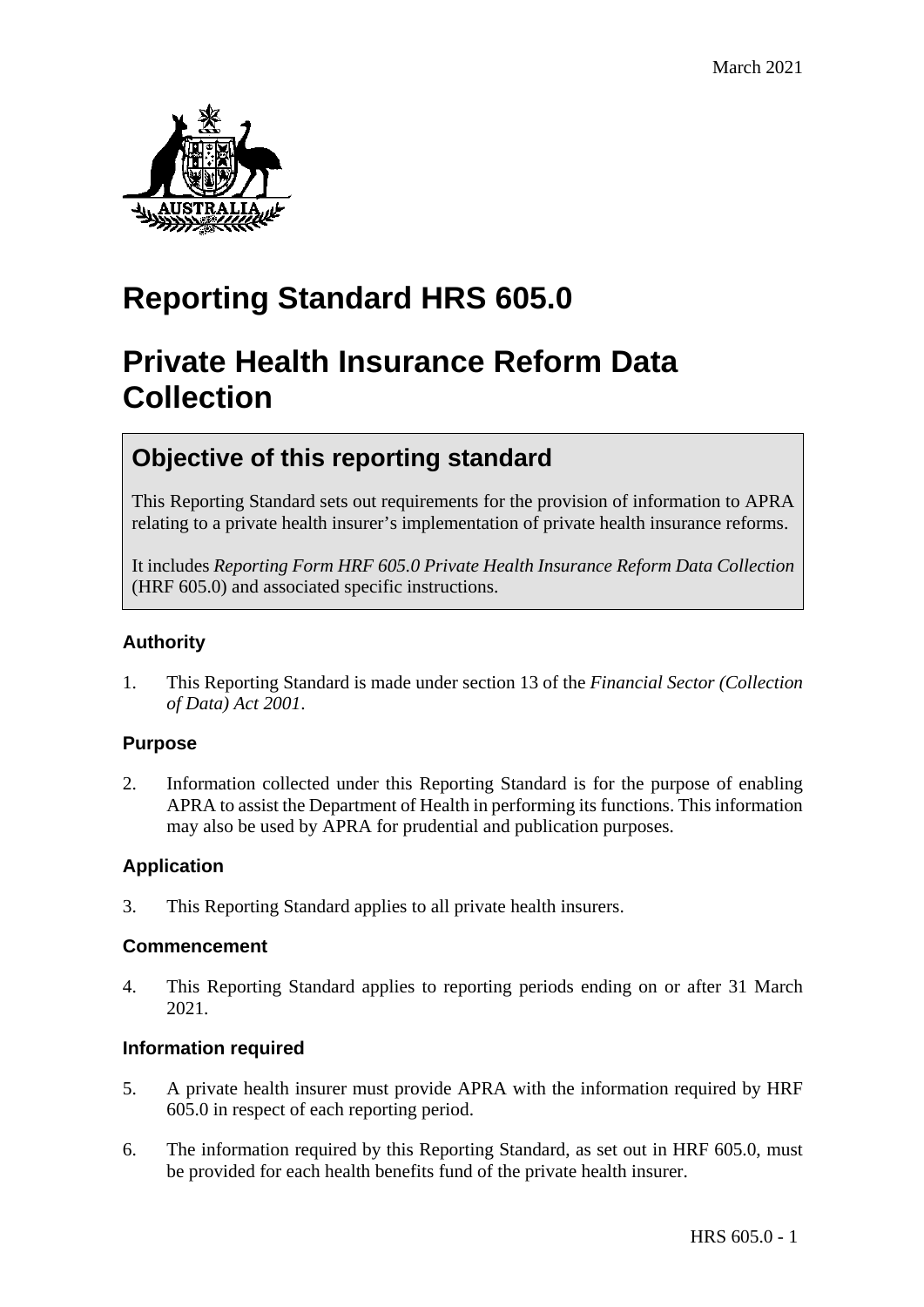March 2021

# Reporting Standard HRS 605.0

# Private Health Insurance Reform Data Collection

## Objective of this reporting standard

This Reporting Standard sets out requirements for the provision of information to APRA relating to a private health insurer's implementation of private health insurance reforms.

It includes *Reporting Form HRF 605.0 Private Health Insurance Reform Data Collection* (HRF 605.0) and associated specific instructions.

### Authority

1. This Reporting Standard is made under section 13 of the *Financial Sector (Collection of Data) Act 2001*.

### Purpose

2. Information collected under this Reporting Standard is for the purpose of enabling APRA to assist the Department of Health in performing its functions. This information may also be used by APRA for prudential and publication purposes.

### Application

3. This Reporting Standard applies to all private health insurers.

### Commencement

4. This Reporting Standard applies to reporting periods ending on or after 31 March 2021.

### Information required

5. A private health insurer must provide APRA with the information required by HRF 605.0 in respect of each reporting period.

6. The information required by this Reporting Standard, as set out in HRF 605.0, must be provided for each health benefits fund of the private health insurer.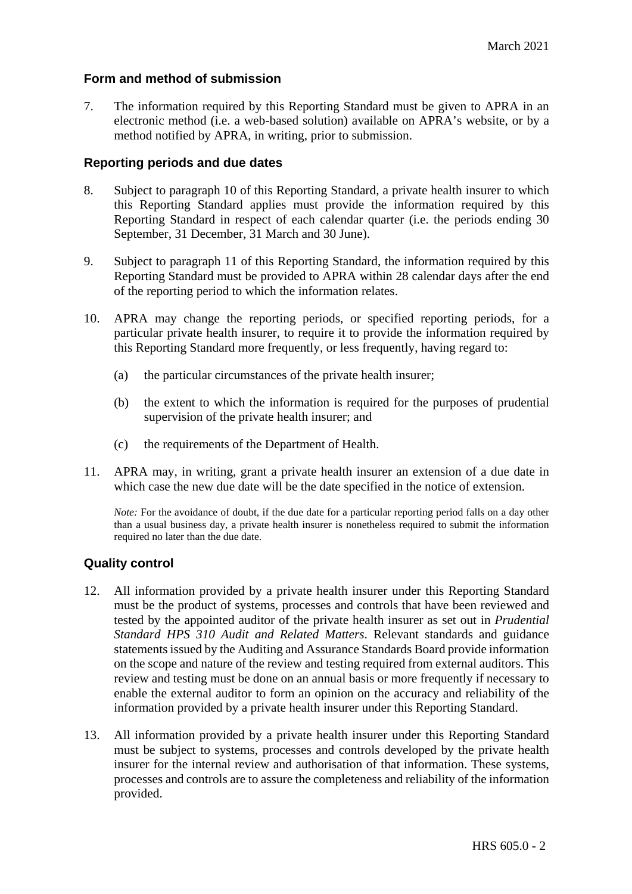## Form and method of submission

7. The information required by this Reporting Standard must be given to APRA in an electronic method (i.e. a web-based solution) available on APRA's website, or by a method notified by APRA, in writing, prior to submission.

## Reporting periods and due dates

8. Subject to paragraph 10 of this Reporting Standard, a private health insurer to which this Reporting Standard applies must provide the information required by this Reporting Standard in respect of each calendar quarter (i.e. the periods ending 30 September, 31 December, 31 March and 30 June).

9. Subject to paragraph 11 of this Reporting Standard, the information required by this Reporting Standard must be provided to APRA within 28 calendar days after the end of the reporting period to which the information relates.

10. APRA may change the reporting periods, or specified reporting periods, for a particular private health insurer, to require it to provide the information required by this Reporting Standard more frequently, or less frequently, having regard to:

    (a) the particular circumstances of the private health insurer;

    (b) the extent to which the information is required for the purposes of prudential supervision of the private health insurer; and

    (c) the requirements of the Department of Health.

11. APRA may, in writing, grant a private health insurer an extension of a due date in which case the new due date will be the date specified in the notice of extension.

    *Note:* For the avoidance of doubt, if the due date for a particular reporting period falls on a day other than a usual business day, a private health insurer is nonetheless required to submit the information required no later than the due date.

## Quality control

12. All information provided by a private health insurer under this Reporting Standard must be the product of systems, processes and controls that have been reviewed and tested by the appointed auditor of the private health insurer as set out in *Prudential Standard HPS 310 Audit and Related Matters*. Relevant standards and guidance statements issued by the Auditing and Assurance Standards Board provide information on the scope and nature of the review and testing required from external auditors. This review and testing must be done on an annual basis or more frequently if necessary to enable the external auditor to form an opinion on the accuracy and reliability of the information provided by a private health insurer under this Reporting Standard.

13. All information provided by a private health insurer under this Reporting Standard must be subject to systems, processes and controls developed by the private health insurer for the internal review and authorisation of that information. These systems, processes and controls are to assure the completeness and reliability of the information provided.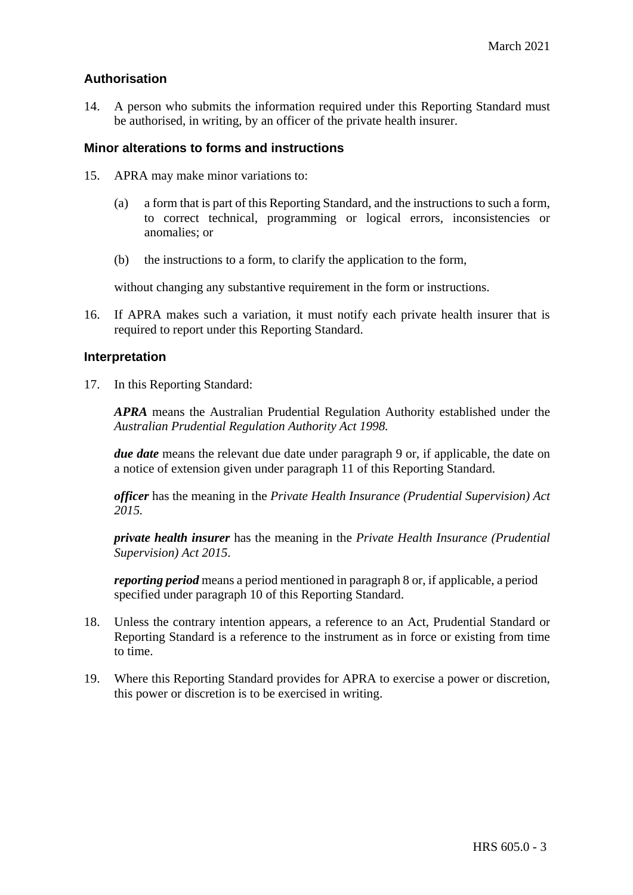## Authorisation

14. A person who submits the information required under this Reporting Standard must be authorised, in writing, by an officer of the private health insurer.

## Minor alterations to forms and instructions

15. APRA may make minor variations to:

    (a) a form that is part of this Reporting Standard, and the instructions to such a form, to correct technical, programming or logical errors, inconsistencies or anomalies; or

    (b) the instructions to a form, to clarify the application to the form,

    without changing any substantive requirement in the form or instructions.

16. If APRA makes such a variation, it must notify each private health insurer that is required to report under this Reporting Standard.

## Interpretation

17. In this Reporting Standard:

    ***APRA*** means the Australian Prudential Regulation Authority established under the *Australian Prudential Regulation Authority Act 1998.*

    ***due date*** means the relevant due date under paragraph 9 or, if applicable, the date on a notice of extension given under paragraph 11 of this Reporting Standard.

    ***officer*** has the meaning in the *Private Health Insurance (Prudential Supervision) Act 2015.*

    ***private health insurer*** has the meaning in the *Private Health Insurance (Prudential Supervision) Act 2015*.

    ***reporting period*** means a period mentioned in paragraph 8 or, if applicable, a period specified under paragraph 10 of this Reporting Standard.

18. Unless the contrary intention appears, a reference to an Act, Prudential Standard or Reporting Standard is a reference to the instrument as in force or existing from time to time.

19. Where this Reporting Standard provides for APRA to exercise a power or discretion, this power or discretion is to be exercised in writing.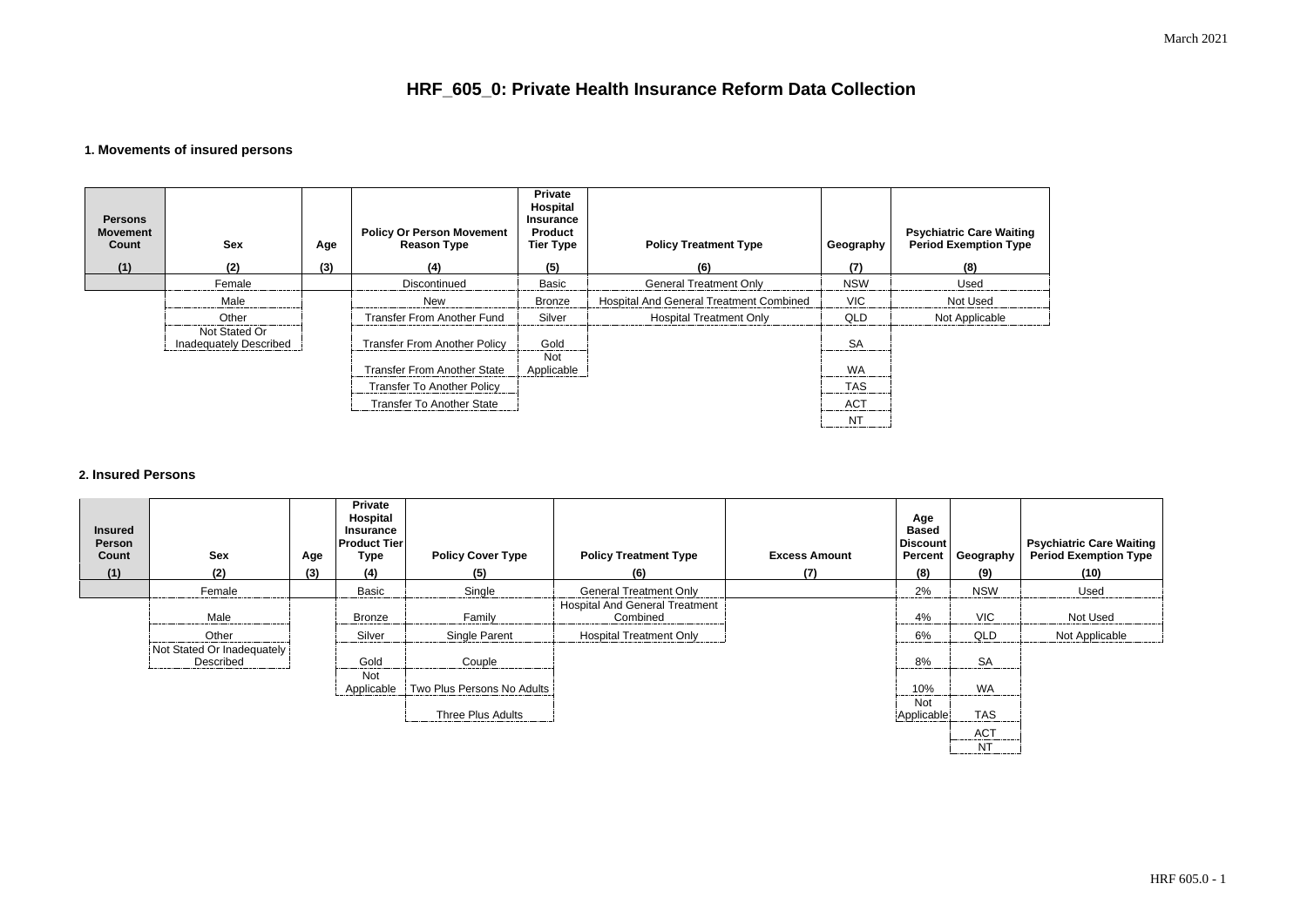# HRF_605_0: Private Health Insurance Reform Data Collection

### 1. Movements of insured persons

| Persons Movement Count | Sex | Age | Policy Or Person Movement Reason Type | Private Hospital Insurance Product Tier Type | Policy Treatment Type | Geography | Psychiatric Care Waiting Period Exemption Type |
|---|---|---|---|---|---|---|---|
| (1) | (2) | (3) | (4) | (5) | (6) | (7) | (8) |
| | Female | | Discontinued | Basic | General Treatment Only | NSW | Used |
| | Male | | New | Bronze | Hospital And General Treatment Combined | VIC | Not Used |
| | Other | | Transfer From Another Fund | Silver | Hospital Treatment Only | QLD | Not Applicable |
| | Not Stated Or Inadequately Described | | Transfer From Another Policy | Gold | | SA | |
| | | | Transfer From Another State | Not Applicable | | WA | |
| | | | Transfer To Another Policy | | | TAS | |
| | | | Transfer To Another State | | | ACT | |
| | | | | | | NT | |

### 2. Insured Persons

| Insured Person Count | Sex | Age | Private Hospital Insurance Product Tier Type | Policy Cover Type | Policy Treatment Type | Excess Amount | Age Based Discount Percent | Geography | Psychiatric Care Waiting Period Exemption Type |
|---|---|---|---|---|---|---|---|---|---|
| (1) | (2) | (3) | (4) | (5) | (6) | (7) | (8) | (9) | (10) |
| | Female | | Basic | Single | General Treatment Only | | 2% | NSW | Used |
| | Male | | Bronze | Family | Hospital And General Treatment Combined | | 4% | VIC | Not Used |
| | Other | | Silver | Single Parent | Hospital Treatment Only | | 6% | QLD | Not Applicable |
| | Not Stated Or Inadequately Described | | Gold | Couple | | | 8% | SA | |
| | | | Not Applicable | Two Plus Persons No Adults | | | 10% | WA | |
| | | | | Three Plus Adults | | | Not Applicable | TAS | |
| | | | | | | | | ACT | |
| | | | | | | | | NT | |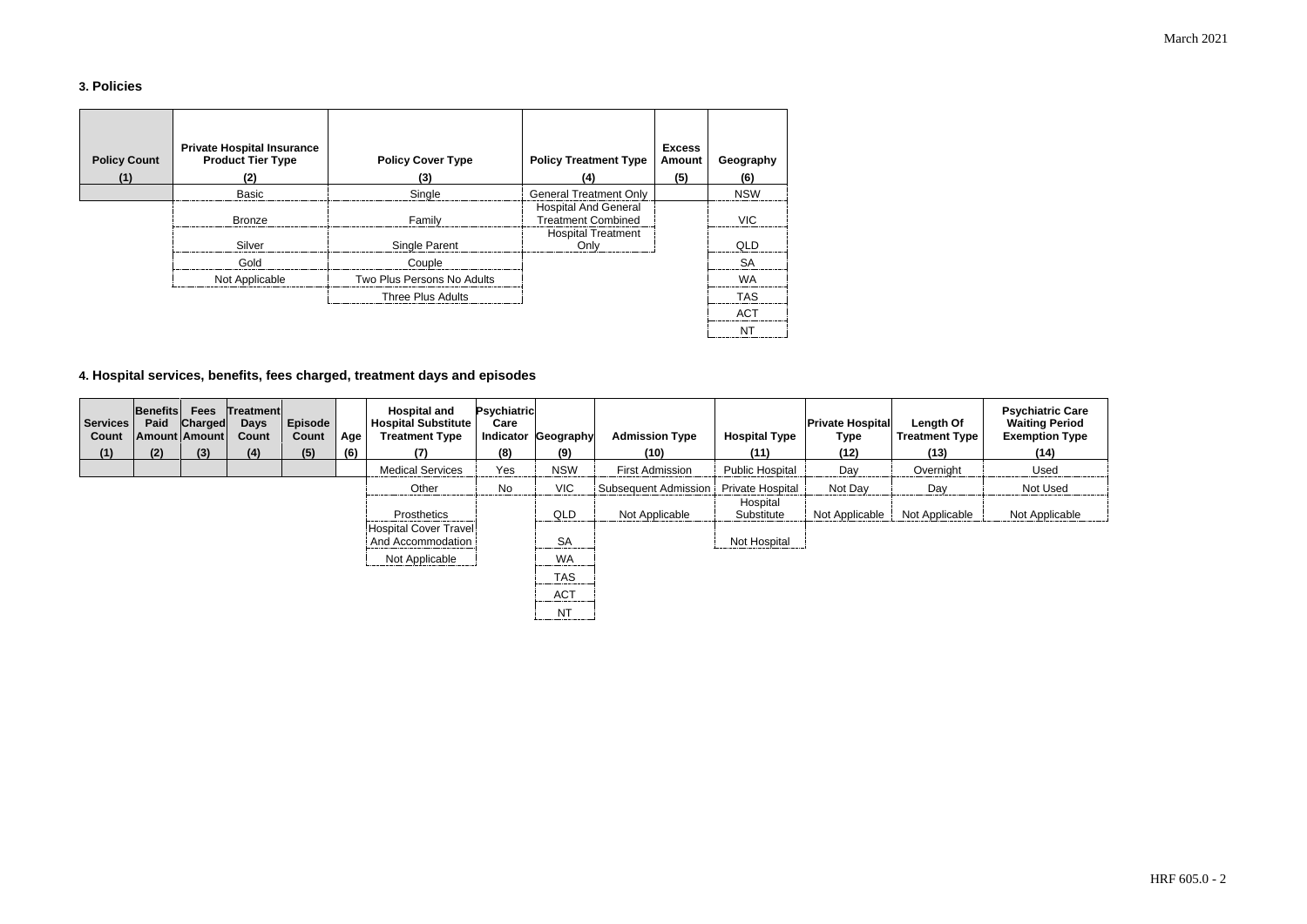## 3. Policies

| Policy Count | Private Hospital Insurance Product Tier Type | Policy Cover Type | Policy Treatment Type | Excess Amount | Geography |
|---|---|---|---|---|---|
| (1) | (2) | (3) | (4) | (5) | (6) |
| | Basic | Single | General Treatment Only | | NSW |
| | Bronze | Family | Hospital And General Treatment Combined | | VIC |
| | Silver | Single Parent | Hospital Treatment Only | | QLD |
| | Gold | Couple | | | SA |
| | Not Applicable | Two Plus Persons No Adults | | | WA |
| | | Three Plus Adults | | | TAS |
| | | | | | ACT |
| | | | | | NT |

## 4. Hospital services, benefits, fees charged, treatment days and episodes

| Services Count | Benefits Paid Amount | Fees Charged Amount | Treatment Days Count | Episode Count | Age | Hospital and Hospital Substitute Treatment Type | Psychiatric Care Indicator | Geography | Admission Type | Hospital Type | Private Hospital Type | Length Of Treatment Type | Psychiatric Care Waiting Period Exemption Type |
|---|---|---|---|---|---|---|---|---|---|---|---|---|---|
| (1) | (2) | (3) | (4) | (5) | (6) | (7) | (8) | (9) | (10) | (11) | (12) | (13) | (14) |
| | | | | | | Medical Services | Yes | NSW | First Admission | Public Hospital | Day | Overnight | Used |
| | | | | | | Other | No | VIC | Subsequent Admission | Private Hospital | Not Day | Day | Not Used |
| | | | | | | Prosthetics | | QLD | Not Applicable | Hospital Substitute | Not Applicable | Not Applicable | Not Applicable |
| | | | | | | Hospital Cover Travel And Accommodation | | SA | | Not Hospital | | | |
| | | | | | | Not Applicable | | WA | | | | | |
| | | | | | | | | TAS | | | | | |
| | | | | | | | | ACT | | | | | |
| | | | | | | | | NT | | | | | |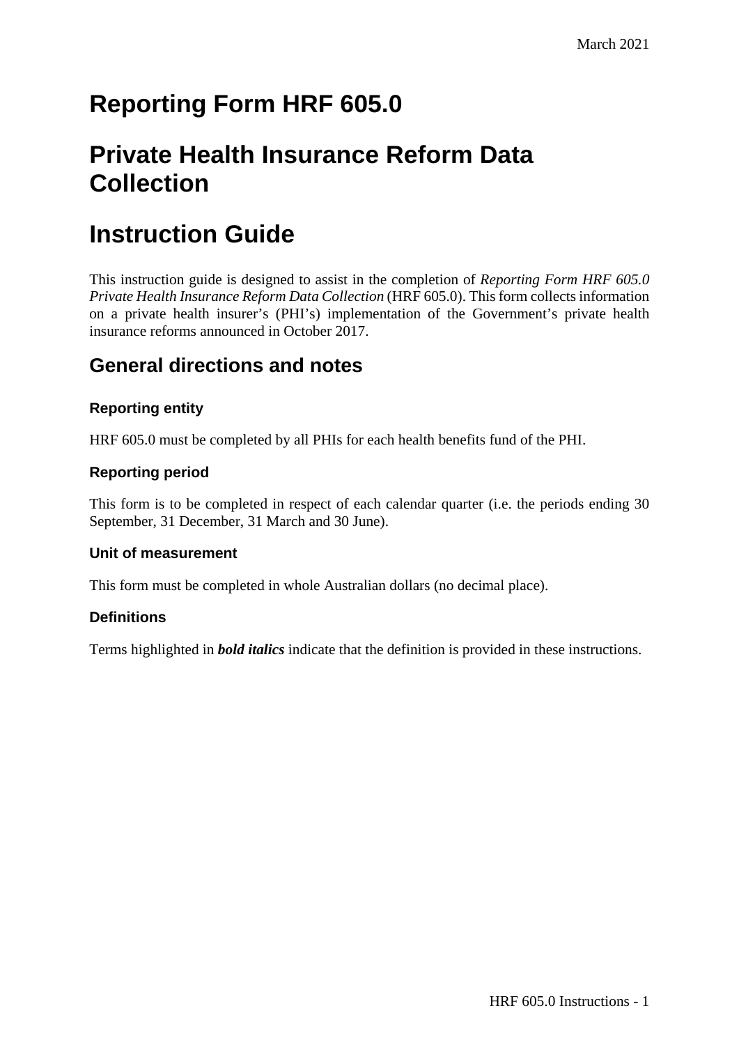# Reporting Form HRF 605.0

# Private Health Insurance Reform Data Collection

# Instruction Guide

This instruction guide is designed to assist in the completion of *Reporting Form HRF 605.0 Private Health Insurance Reform Data Collection* (HRF 605.0). This form collects information on a private health insurer's (PHI's) implementation of the Government's private health insurance reforms announced in October 2017.

## General directions and notes

### Reporting entity

HRF 605.0 must be completed by all PHIs for each health benefits fund of the PHI.

### Reporting period

This form is to be completed in respect of each calendar quarter (i.e. the periods ending 30 September, 31 December, 31 March and 30 June).

### Unit of measurement

This form must be completed in whole Australian dollars (no decimal place).

### Definitions

Terms highlighted in ***bold italics*** indicate that the definition is provided in these instructions.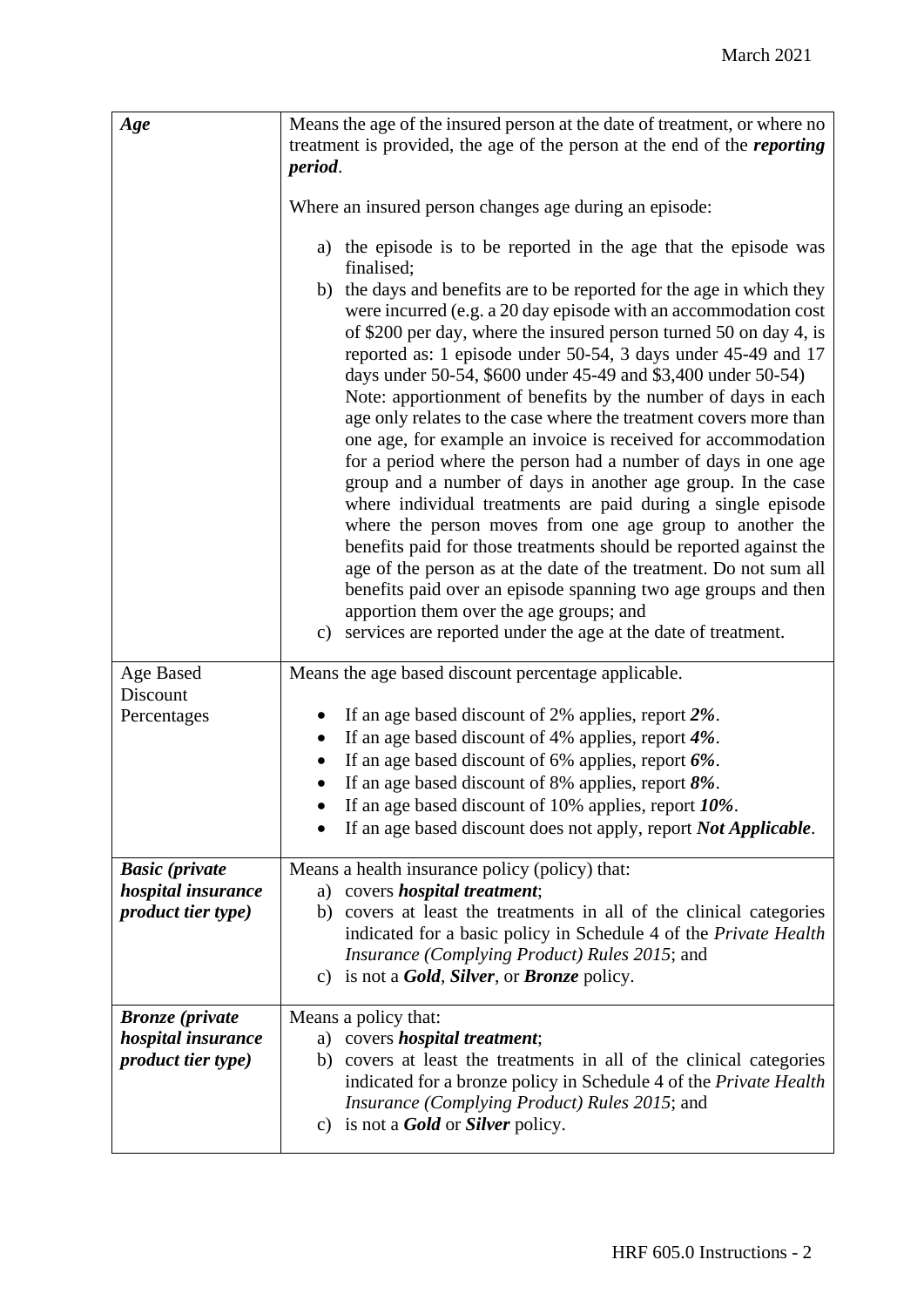| | |
|---|---|
| ***Age*** | Means the age of the insured person at the date of treatment, or where no treatment is provided, the age of the person at the end of the ***reporting period***.<br><br>Where an insured person changes age during an episode:<br><br>a) the episode is to be reported in the age that the episode was finalised;<br>b) the days and benefits are to be reported for the age in which they were incurred (e.g. a 20 day episode with an accommodation cost of $200 per day, where the insured person turned 50 on day 4, is reported as: 1 episode under 50-54, 3 days under 45-49 and 17 days under 50-54, $600 under 45-49 and $3,400 under 50-54)<br>Note: apportionment of benefits by the number of days in each age only relates to the case where the treatment covers more than one age, for example an invoice is received for accommodation for a period where the person had a number of days in one age group and a number of days in another age group. In the case where individual treatments are paid during a single episode where the person moves from one age group to another the benefits paid for those treatments should be reported against the age of the person as at the date of the treatment. Do not sum all benefits paid over an episode spanning two age groups and then apportion them over the age groups; and<br>c) services are reported under the age at the date of treatment. |
| Age Based Discount Percentages | Means the age based discount percentage applicable.<br><br>• If an age based discount of 2% applies, report ***2%***.<br>• If an age based discount of 4% applies, report ***4%***.<br>• If an age based discount of 6% applies, report ***6%***.<br>• If an age based discount of 8% applies, report ***8%***.<br>• If an age based discount of 10% applies, report ***10%***.<br>• If an age based discount does not apply, report ***Not Applicable***. |
| ***Basic (private hospital insurance product tier type)*** | Means a health insurance policy (policy) that:<br>a) covers ***hospital treatment***;<br>b) covers at least the treatments in all of the clinical categories indicated for a basic policy in Schedule 4 of the *Private Health Insurance (Complying Product) Rules 2015*; and<br>c) is not a ***Gold***, ***Silver***, or ***Bronze*** policy. |
| ***Bronze (private hospital insurance product tier type)*** | Means a policy that:<br>a) covers ***hospital treatment***;<br>b) covers at least the treatments in all of the clinical categories indicated for a bronze policy in Schedule 4 of the *Private Health Insurance (Complying Product) Rules 2015*; and<br>c) is not a ***Gold*** or ***Silver*** policy. |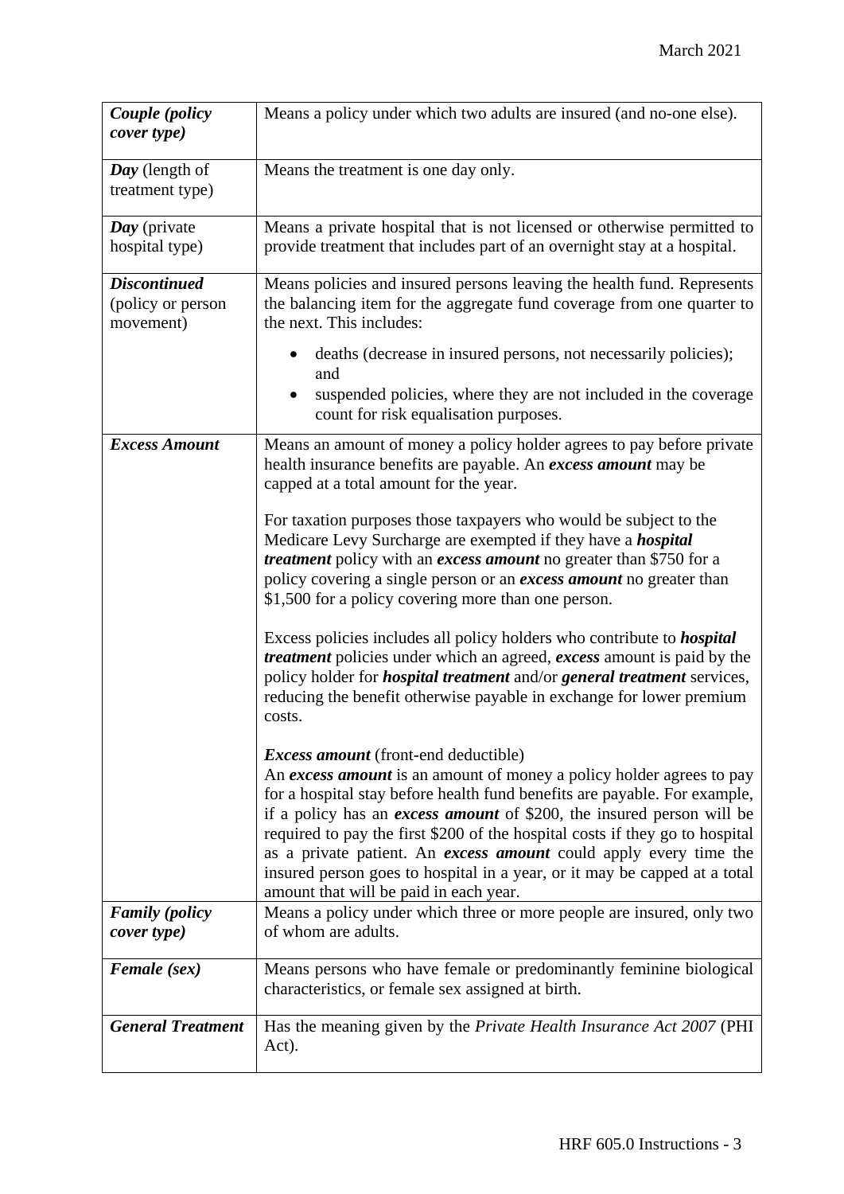| | |
|---|---|
| ***Couple (policy cover type)*** | Means a policy under which two adults are insured (and no-one else). |
| ***Day*** (length of treatment type) | Means the treatment is one day only. |
| ***Day*** (private hospital type) | Means a private hospital that is not licensed or otherwise permitted to provide treatment that includes part of an overnight stay at a hospital. |
| ***Discontinued*** (policy or person movement) | Means policies and insured persons leaving the health fund. Represents the balancing item for the aggregate fund coverage from one quarter to the next. This includes:<br>• deaths (decrease in insured persons, not necessarily policies); and<br>• suspended policies, where they are not included in the coverage count for risk equalisation purposes. |
| ***Excess Amount*** | Means an amount of money a policy holder agrees to pay before private health insurance benefits are payable. An ***excess amount*** may be capped at a total amount for the year.<br><br>For taxation purposes those taxpayers who would be subject to the Medicare Levy Surcharge are exempted if they have a ***hospital treatment*** policy with an ***excess amount*** no greater than $750 for a policy covering a single person or an ***excess amount*** no greater than $1,500 for a policy covering more than one person.<br><br>Excess policies includes all policy holders who contribute to ***hospital treatment*** policies under which an agreed, ***excess*** amount is paid by the policy holder for ***hospital treatment*** and/or ***general treatment*** services, reducing the benefit otherwise payable in exchange for lower premium costs.<br><br>***Excess amount*** (front-end deductible)<br>An ***excess amount*** is an amount of money a policy holder agrees to pay for a hospital stay before health fund benefits are payable. For example, if a policy has an ***excess amount*** of $200, the insured person will be required to pay the first $200 of the hospital costs if they go to hospital as a private patient. An ***excess amount*** could apply every time the insured person goes to hospital in a year, or it may be capped at a total amount that will be paid in each year. |
| ***Family (policy cover type)*** | Means a policy under which three or more people are insured, only two of whom are adults. |
| ***Female (sex)*** | Means persons who have female or predominantly feminine biological characteristics, or female sex assigned at birth. |
| ***General Treatment*** | Has the meaning given by the *Private Health Insurance Act 2007* (PHI Act). |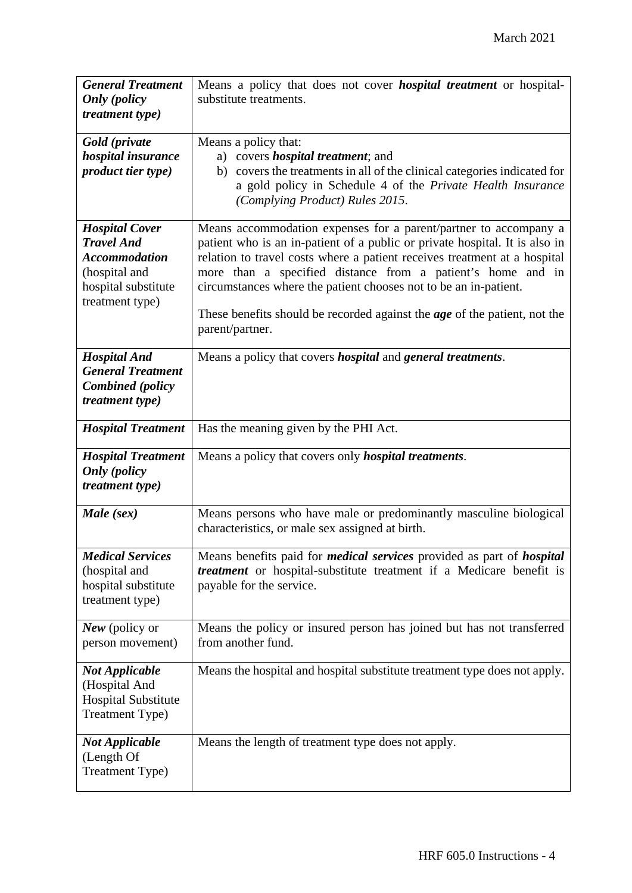| | |
|---|---|
| ***General Treatment Only (policy treatment type)*** | Means a policy that does not cover ***hospital treatment*** or hospital-substitute treatments. |
| ***Gold (private hospital insurance product tier type)*** | Means a policy that:<br>a) covers ***hospital treatment***; and<br>b) covers the treatments in all of the clinical categories indicated for a gold policy in Schedule 4 of the *Private Health Insurance (Complying Product) Rules 2015*. |
| ***Hospital Cover Travel And Accommodation*** (hospital and hospital substitute treatment type) | Means accommodation expenses for a parent/partner to accompany a patient who is an in-patient of a public or private hospital. It is also in relation to travel costs where a patient receives treatment at a hospital more than a specified distance from a patient's home and in circumstances where the patient chooses not to be an in-patient.<br><br>These benefits should be recorded against the ***age*** of the patient, not the parent/partner. |
| ***Hospital And General Treatment Combined (policy treatment type)*** | Means a policy that covers ***hospital*** and ***general treatments***. |
| ***Hospital Treatment*** | Has the meaning given by the PHI Act. |
| ***Hospital Treatment Only (policy treatment type)*** | Means a policy that covers only ***hospital treatments***. |
| ***Male (sex)*** | Means persons who have male or predominantly masculine biological characteristics, or male sex assigned at birth. |
| ***Medical Services*** (hospital and hospital substitute treatment type) | Means benefits paid for ***medical services*** provided as part of ***hospital treatment*** or hospital-substitute treatment if a Medicare benefit is payable for the service. |
| ***New*** (policy or person movement) | Means the policy or insured person has joined but has not transferred from another fund. |
| ***Not Applicable*** (Hospital And Hospital Substitute Treatment Type) | Means the hospital and hospital substitute treatment type does not apply. |
| ***Not Applicable*** (Length Of Treatment Type) | Means the length of treatment type does not apply. |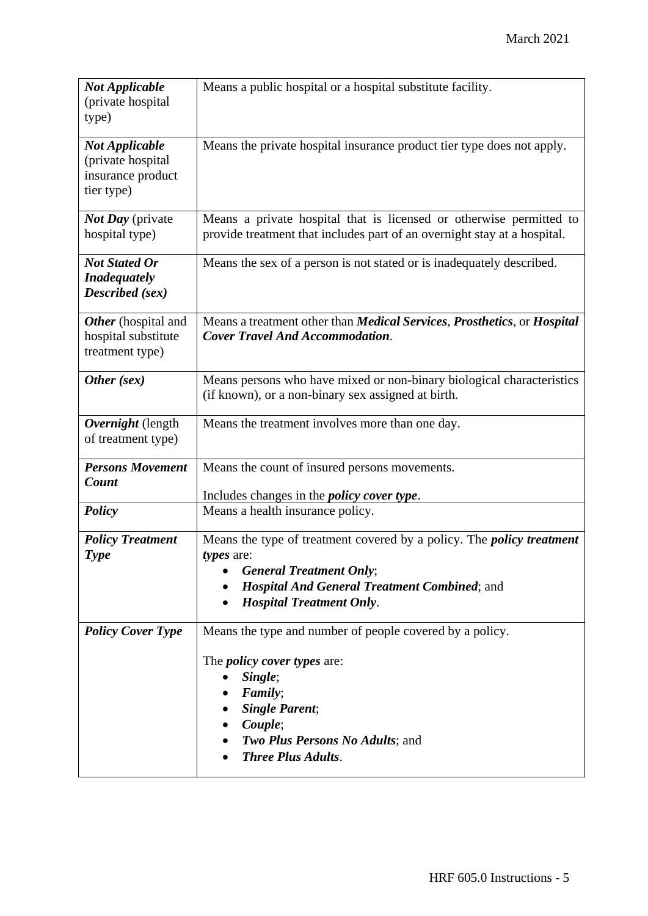| | |
|---|---|
| ***Not Applicable*** (private hospital type) | Means a public hospital or a hospital substitute facility. |
| ***Not Applicable*** (private hospital insurance product tier type) | Means the private hospital insurance product tier type does not apply. |
| ***Not Day*** (private hospital type) | Means a private hospital that is licensed or otherwise permitted to provide treatment that includes part of an overnight stay at a hospital. |
| ***Not Stated Or Inadequately Described (sex)*** | Means the sex of a person is not stated or is inadequately described. |
| ***Other*** (hospital and hospital substitute treatment type) | Means a treatment other than ***Medical Services***, ***Prosthetics***, or ***Hospital Cover Travel And Accommodation***. |
| ***Other (sex)*** | Means persons who have mixed or non-binary biological characteristics (if known), or a non-binary sex assigned at birth. |
| ***Overnight*** (length of treatment type) | Means the treatment involves more than one day. |
| ***Persons Movement Count*** | Means the count of insured persons movements.<br><br>Includes changes in the ***policy cover type***. |
| ***Policy*** | Means a health insurance policy. |
| ***Policy Treatment Type*** | Means the type of treatment covered by a policy. The ***policy treatment types*** are:<br>• ***General Treatment Only***;<br>• ***Hospital And General Treatment Combined***; and<br>• ***Hospital Treatment Only***. |
| ***Policy Cover Type*** | Means the type and number of people covered by a policy.<br><br>The ***policy cover types*** are:<br>• ***Single***;<br>• ***Family***;<br>• ***Single Parent***;<br>• ***Couple***;<br>• ***Two Plus Persons No Adults***; and<br>• ***Three Plus Adults***. |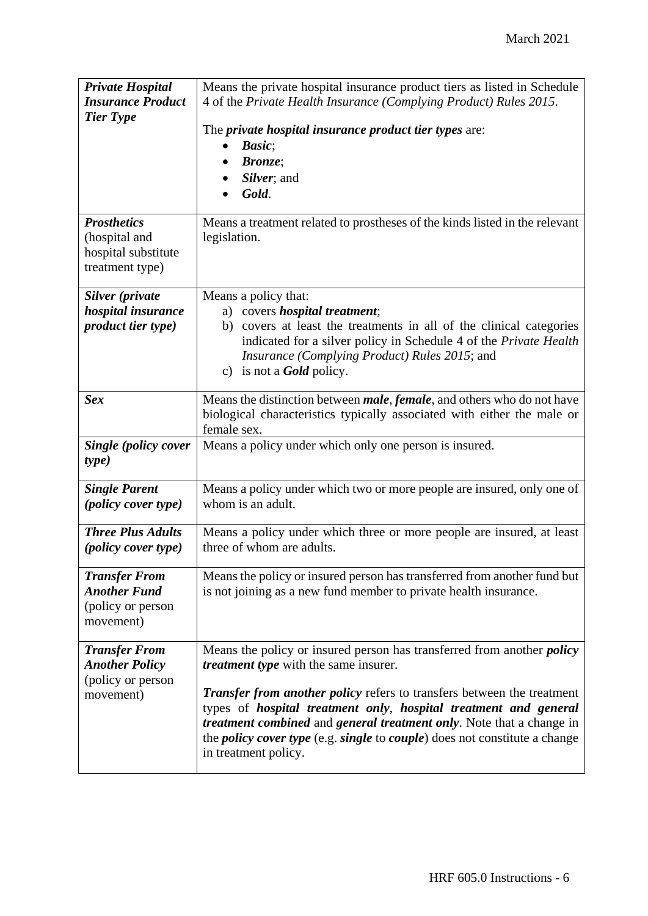| | |
|---|---|
| ***Private Hospital Insurance Product Tier Type*** | Means the private hospital insurance product tiers as listed in Schedule 4 of the *Private Health Insurance (Complying Product) Rules 2015*.<br><br>The ***private hospital insurance product tier types*** are:<br>• ***Basic***;<br>• ***Bronze***;<br>• ***Silver***; and<br>• ***Gold***. |
| ***Prosthetics*** (hospital and hospital substitute treatment type) | Means a treatment related to prostheses of the kinds listed in the relevant legislation. |
| ***Silver (private hospital insurance product tier type)*** | Means a policy that:<br>a) covers ***hospital treatment***;<br>b) covers at least the treatments in all of the clinical categories indicated for a silver policy in Schedule 4 of the *Private Health Insurance (Complying Product) Rules 2015*; and<br>c) is not a ***Gold*** policy. |
| ***Sex*** | Means the distinction between ***male***, ***female***, and others who do not have biological characteristics typically associated with either the male or female sex. |
| ***Single (policy cover type)*** | Means a policy under which only one person is insured. |
| ***Single Parent (policy cover type)*** | Means a policy under which two or more people are insured, only one of whom is an adult. |
| ***Three Plus Adults (policy cover type)*** | Means a policy under which three or more people are insured, at least three of whom are adults. |
| ***Transfer From Another Fund*** (policy or person movement) | Means the policy or insured person has transferred from another fund but is not joining as a new fund member to private health insurance. |
| ***Transfer From Another Policy*** (policy or person movement) | Means the policy or insured person has transferred from another ***policy treatment type*** with the same insurer.<br><br>***Transfer from another policy*** refers to transfers between the treatment types of ***hospital treatment only***, ***hospital treatment and general treatment combined*** and ***general treatment only***. Note that a change in the ***policy cover type*** (e.g. ***single*** to ***couple***) does not constitute a change in treatment policy. |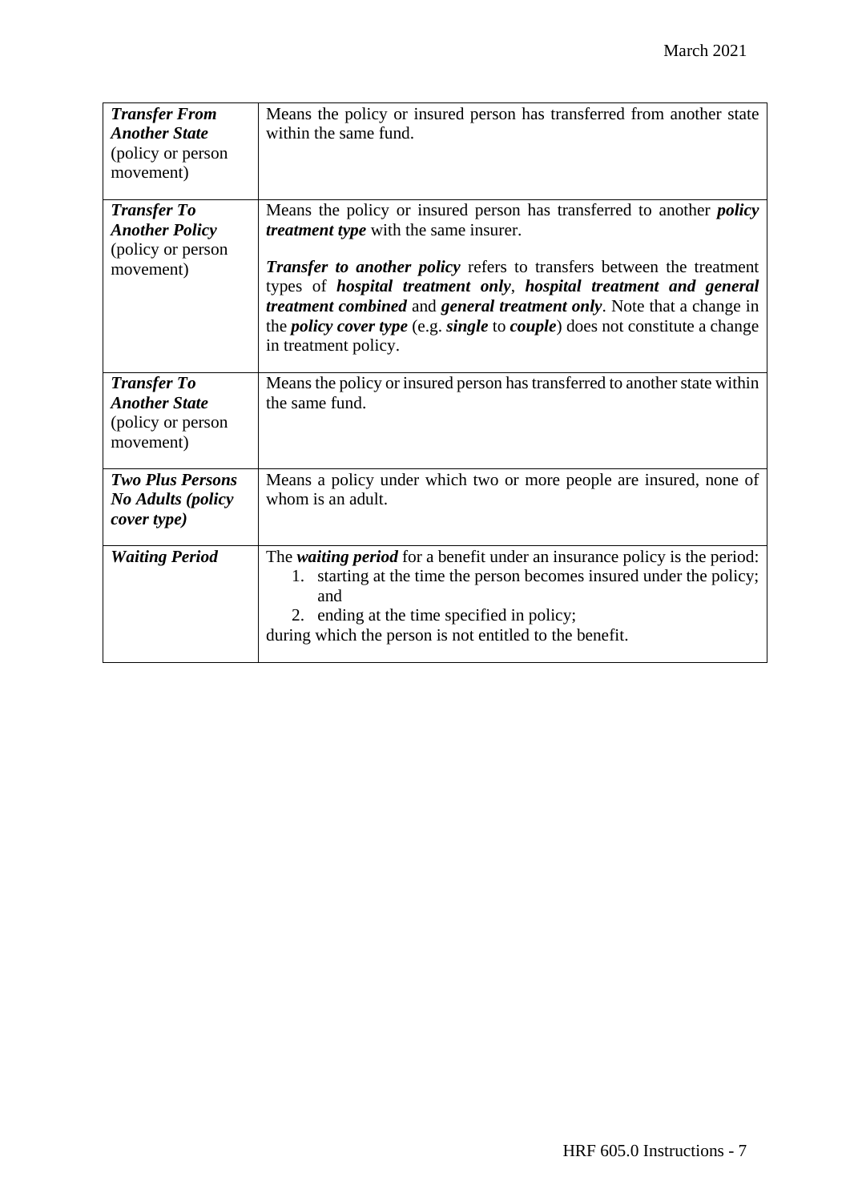| | |
|---|---|
| ***Transfer From Another State*** (policy or person movement) | Means the policy or insured person has transferred from another state within the same fund. |
| ***Transfer To Another Policy*** (policy or person movement) | Means the policy or insured person has transferred to another ***policy treatment type*** with the same insurer.<br><br>***Transfer to another policy*** refers to transfers between the treatment types of ***hospital treatment only***, ***hospital treatment and general treatment combined*** and ***general treatment only***. Note that a change in the ***policy cover type*** (e.g. ***single*** to ***couple***) does not constitute a change in treatment policy. |
| ***Transfer To Another State*** (policy or person movement) | Means the policy or insured person has transferred to another state within the same fund. |
| ***Two Plus Persons No Adults (policy cover type)*** | Means a policy under which two or more people are insured, none of whom is an adult. |
| ***Waiting Period*** | The ***waiting period*** for a benefit under an insurance policy is the period:<br>1. starting at the time the person becomes insured under the policy; and<br>2. ending at the time specified in policy;<br>during which the person is not entitled to the benefit. |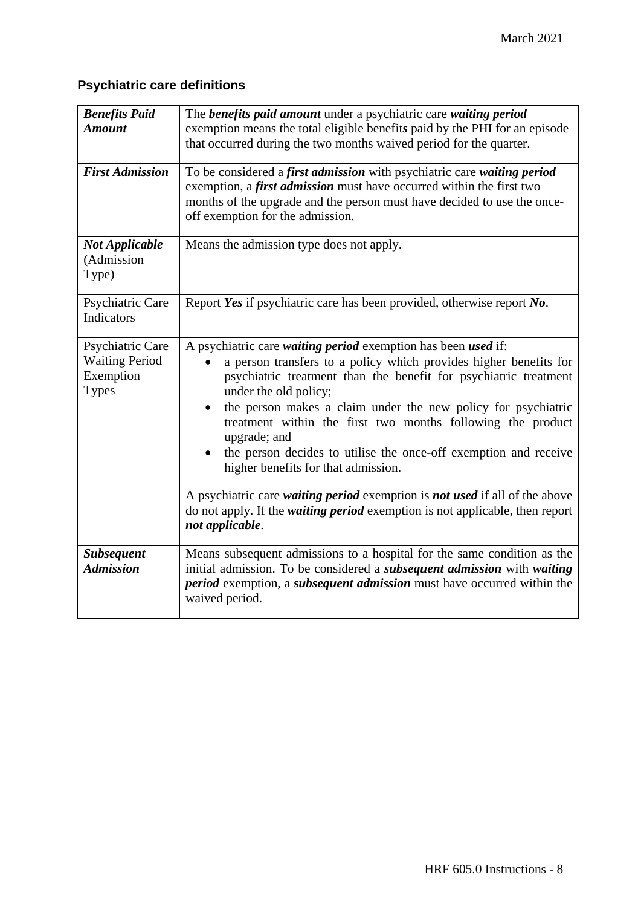## Psychiatric care definitions

| | |
|---|---|
| ***Benefits Paid Amount*** | The ***benefits paid amount*** under a psychiatric care ***waiting period*** exemption means the total eligible benefit***s*** paid by the PHI for an episode that occurred during the two months waived period for the quarter. |
| ***First Admission*** | To be considered a ***first admission*** with psychiatric care ***waiting period*** exemption, a ***first admission*** must have occurred within the first two months of the upgrade and the person must have decided to use the once-off exemption for the admission. |
| ***Not Applicable*** (Admission Type) | Means the admission type does not apply. |
| Psychiatric Care Indicators | Report ***Yes*** if psychiatric care has been provided, otherwise report ***No***. |
| Psychiatric Care Waiting Period Exemption Types | A psychiatric care ***waiting period*** exemption has been ***used*** if:<br>• a person transfers to a policy which provides higher benefits for psychiatric treatment than the benefit for psychiatric treatment under the old policy;<br>• the person makes a claim under the new policy for psychiatric treatment within the first two months following the product upgrade; and<br>• the person decides to utilise the once-off exemption and receive higher benefits for that admission.<br><br>A psychiatric care ***waiting period*** exemption is ***not used*** if all of the above do not apply. If the ***waiting period*** exemption is not applicable, then report ***not applicable***. |
| ***Subsequent Admission*** | Means subsequent admissions to a hospital for the same condition as the initial admission. To be considered a ***subsequent admission*** with ***waiting period*** exemption, a ***subsequent admission*** must have occurred within the waived period. |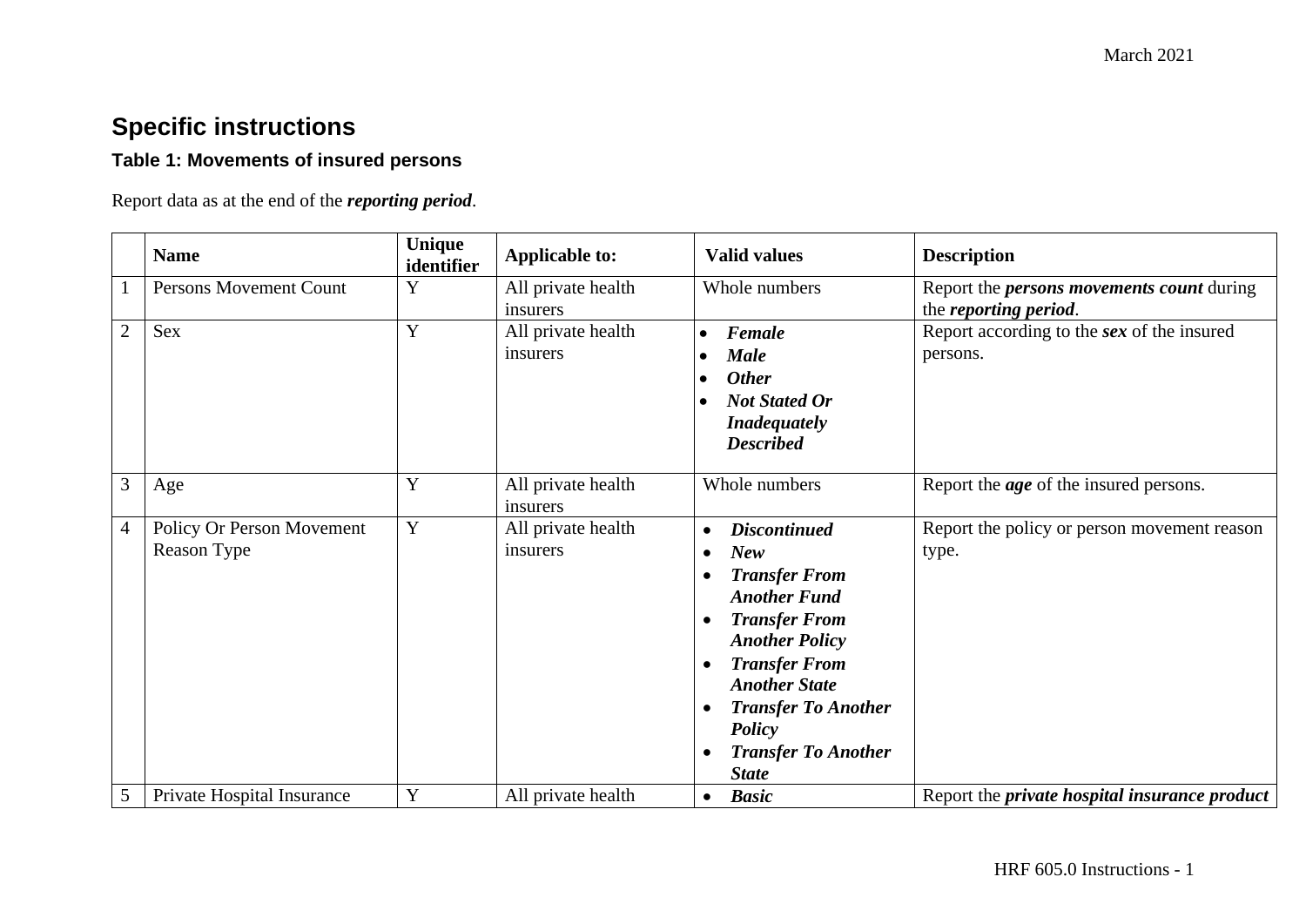## Specific instructions

### Table 1: Movements of insured persons

Report data as at the end of the ***reporting period***.

| | Name | Unique identifier | Applicable to: | Valid values | Description |
|---|---|---|---|---|---|
| 1 | Persons Movement Count | Y | All private health insurers | Whole numbers | Report the ***persons movements count*** during the ***reporting period***. |
| 2 | Sex | Y | All private health insurers | • ***Female*** <br> • ***Male*** <br> • ***Other*** <br> • ***Not Stated Or Inadequately Described*** | Report according to the ***sex*** of the insured persons. |
| 3 | Age | Y | All private health insurers | Whole numbers | Report the ***age*** of the insured persons. |
| 4 | Policy Or Person Movement Reason Type | Y | All private health insurers | • ***Discontinued*** <br> • ***New*** <br> • ***Transfer From Another Fund*** <br> • ***Transfer From Another Policy*** <br> • ***Transfer From Another State*** <br> • ***Transfer To Another Policy*** <br> • ***Transfer To Another State*** | Report the policy or person movement reason type. |
| 5 | Private Hospital Insurance | Y | All private health | • ***Basic*** | Report the ***private hospital insurance product*** |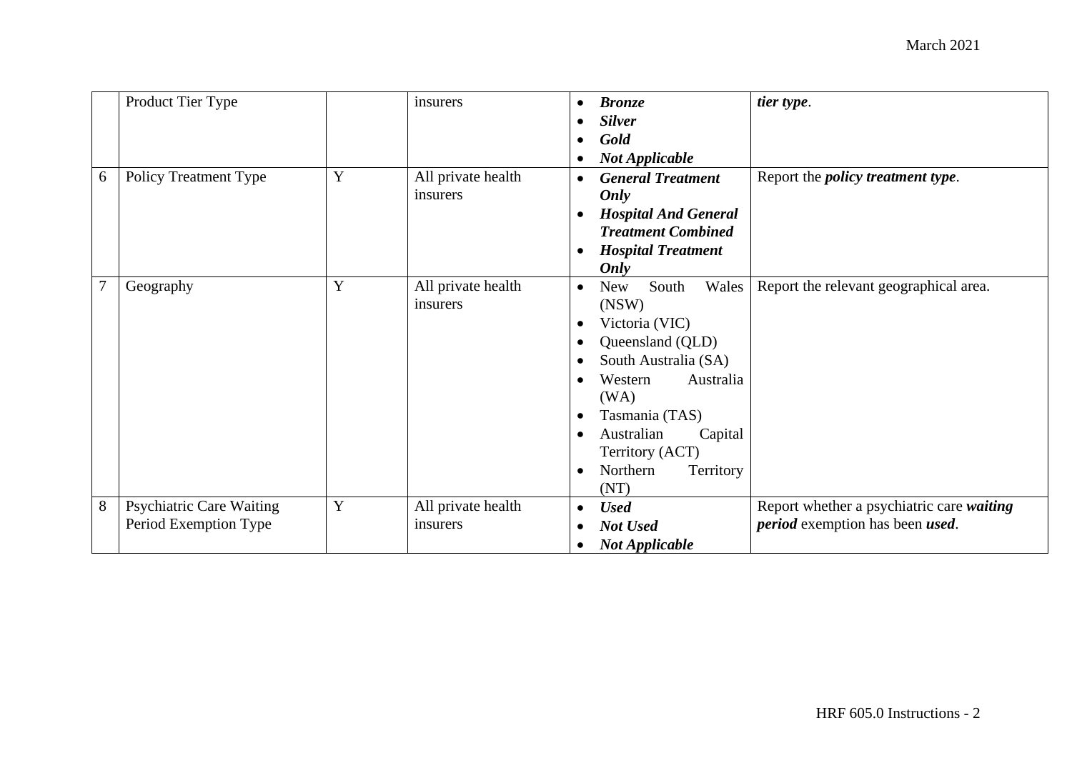|   |   |   |   |   |   |
|---|---|---|---|---|---|
|   | Product Tier Type |   | insurers | • ***Bronze***<br>• ***Silver***<br>• ***Gold***<br>• ***Not Applicable*** | ***tier type***. |
| 6 | Policy Treatment Type | Y | All private health insurers | • ***General Treatment Only***<br>• ***Hospital And General Treatment Combined***<br>• ***Hospital Treatment Only*** | Report the ***policy treatment type***. |
| 7 | Geography | Y | All private health insurers | • New South Wales (NSW)<br>• Victoria (VIC)<br>• Queensland (QLD)<br>• South Australia (SA)<br>• Western Australia (WA)<br>• Tasmania (TAS)<br>• Australian Capital Territory (ACT)<br>• Northern Territory (NT) | Report the relevant geographical area. |
| 8 | Psychiatric Care Waiting Period Exemption Type | Y | All private health insurers | • ***Used***<br>• ***Not Used***<br>• ***Not Applicable*** | Report whether a psychiatric care ***waiting period*** exemption has been ***used***. |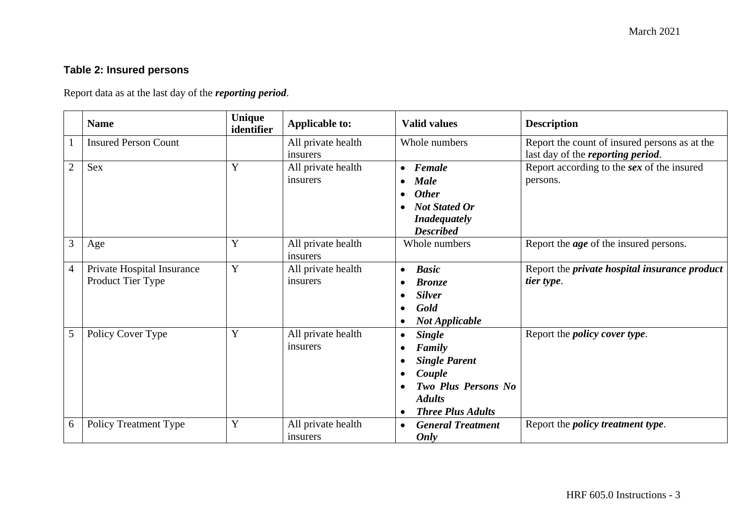### Table 2: Insured persons

Report data as at the last day of the ***reporting period***.

| | Name | Unique identifier | Applicable to: | Valid values | Description |
|---|---|---|---|---|---|
| 1 | Insured Person Count | | All private health insurers | Whole numbers | Report the count of insured persons as at the last day of the ***reporting period***. |
| 2 | Sex | Y | All private health insurers | • ***Female*** <br> • ***Male*** <br> • ***Other*** <br> • ***Not Stated Or Inadequately Described*** | Report according to the ***sex*** of the insured persons. |
| 3 | Age | Y | All private health insurers | Whole numbers | Report the ***age*** of the insured persons. |
| 4 | Private Hospital Insurance Product Tier Type | Y | All private health insurers | • ***Basic*** <br> • ***Bronze*** <br> • ***Silver*** <br> • ***Gold*** <br> • ***Not Applicable*** | Report the ***private hospital insurance product tier type***. |
| 5 | Policy Cover Type | Y | All private health insurers | • ***Single*** <br> • ***Family*** <br> • ***Single Parent*** <br> • ***Couple*** <br> • ***Two Plus Persons No Adults*** <br> • ***Three Plus Adults*** | Report the ***policy cover type***. |
| 6 | Policy Treatment Type | Y | All private health insurers | • ***General Treatment Only*** | Report the ***policy treatment type***. |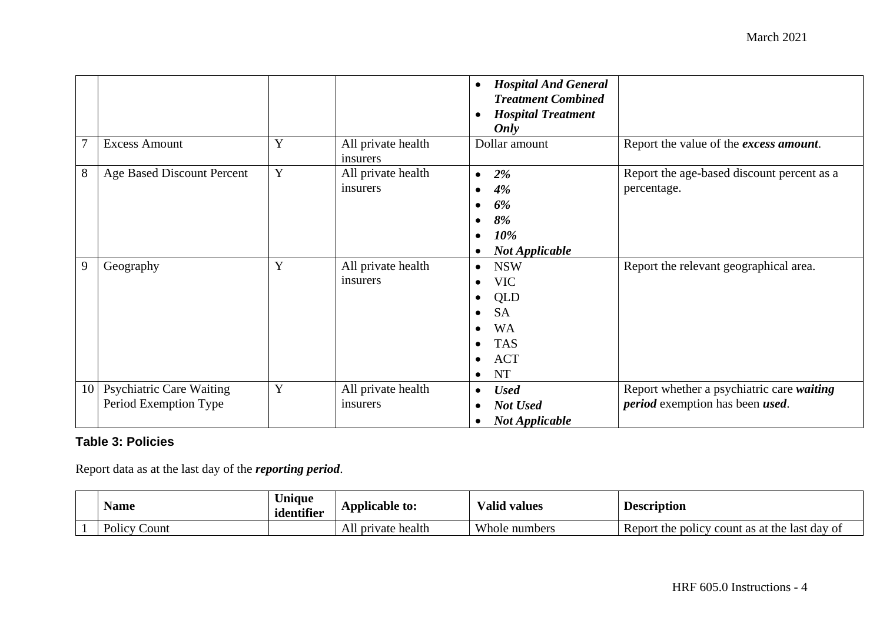| | | | | • ***Hospital And General Treatment Combined***<br>• ***Hospital Treatment Only*** | |
|---|---|---|---|---|---|
| 7 | Excess Amount | Y | All private health insurers | Dollar amount | Report the value of the ***excess amount***. |
| 8 | Age Based Discount Percent | Y | All private health insurers | • ***2%***<br>• ***4%***<br>• ***6%***<br>• ***8%***<br>• ***10%***<br>• ***Not Applicable*** | Report the age-based discount percent as a percentage. |
| 9 | Geography | Y | All private health insurers | • NSW<br>• VIC<br>• QLD<br>• SA<br>• WA<br>• TAS<br>• ACT<br>• NT | Report the relevant geographical area. |
| 10 | Psychiatric Care Waiting Period Exemption Type | Y | All private health insurers | • ***Used***<br>• ***Not Used***<br>• ***Not Applicable*** | Report whether a psychiatric care ***waiting period*** exemption has been ***used***. |

**Table 3: Policies**

Report data as at the last day of the ***reporting period***.

| | Name | Unique identifier | Applicable to: | Valid values | Description |
|---|---|---|---|---|---|
| 1 | Policy Count | | All private health | Whole numbers | Report the policy count as at the last day of |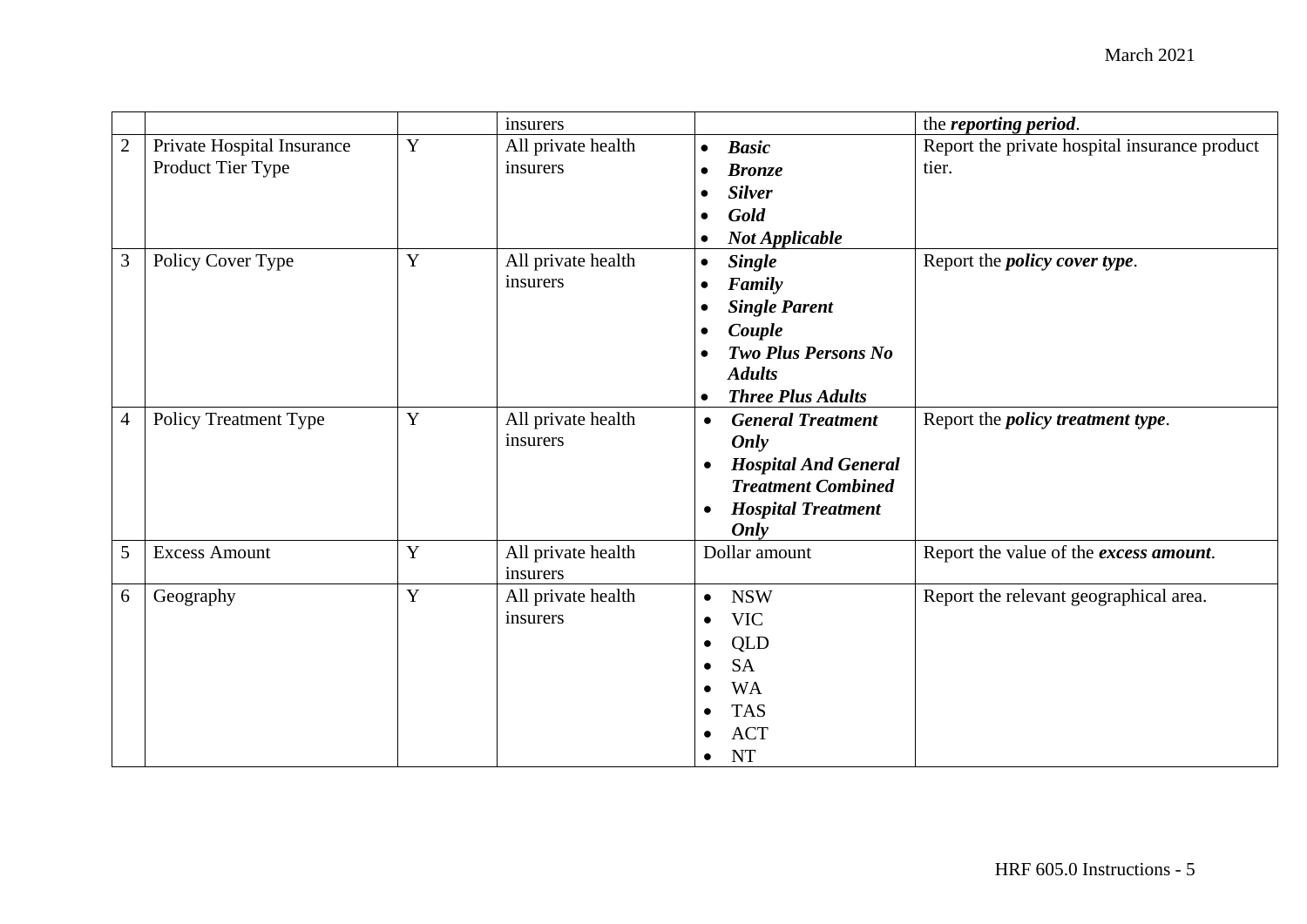| | | | | | |
|---|---|---|---|---|---|
| | | | insurers | | the ***reporting period***. |
| 2 | Private Hospital Insurance Product Tier Type | Y | All private health insurers | • ***Basic***<br>• ***Bronze***<br>• ***Silver***<br>• ***Gold***<br>• ***Not Applicable*** | Report the private hospital insurance product tier. |
| 3 | Policy Cover Type | Y | All private health insurers | • ***Single***<br>• ***Family***<br>• ***Single Parent***<br>• ***Couple***<br>• ***Two Plus Persons No Adults***<br>• ***Three Plus Adults*** | Report the ***policy cover type***. |
| 4 | Policy Treatment Type | Y | All private health insurers | • ***General Treatment Only***<br>• ***Hospital And General Treatment Combined***<br>• ***Hospital Treatment Only*** | Report the ***policy treatment type***. |
| 5 | Excess Amount | Y | All private health insurers | Dollar amount | Report the value of the ***excess amount***. |
| 6 | Geography | Y | All private health insurers | • NSW<br>• VIC<br>• QLD<br>• SA<br>• WA<br>• TAS<br>• ACT<br>• NT | Report the relevant geographical area. |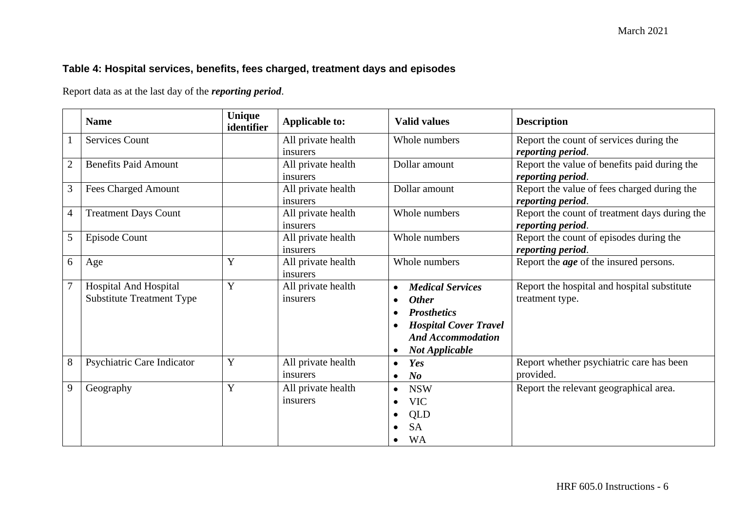### Table 4: Hospital services, benefits, fees charged, treatment days and episodes

Report data as at the last day of the ***reporting period***.

| | Name | Unique identifier | Applicable to: | Valid values | Description |
|---|---|---|---|---|---|
| 1 | Services Count | | All private health insurers | Whole numbers | Report the count of services during the ***reporting period***. |
| 2 | Benefits Paid Amount | | All private health insurers | Dollar amount | Report the value of benefits paid during the ***reporting period***. |
| 3 | Fees Charged Amount | | All private health insurers | Dollar amount | Report the value of fees charged during the ***reporting period***. |
| 4 | Treatment Days Count | | All private health insurers | Whole numbers | Report the count of treatment days during the ***reporting period***. |
| 5 | Episode Count | | All private health insurers | Whole numbers | Report the count of episodes during the ***reporting period***. |
| 6 | Age | Y | All private health insurers | Whole numbers | Report the ***age*** of the insured persons. |
| 7 | Hospital And Hospital Substitute Treatment Type | Y | All private health insurers | • ***Medical Services***<br>• ***Other***<br>• ***Prosthetics***<br>• ***Hospital Cover Travel And Accommodation***<br>• ***Not Applicable*** | Report the hospital and hospital substitute treatment type. |
| 8 | Psychiatric Care Indicator | Y | All private health insurers | • ***Yes***<br>• ***No*** | Report whether psychiatric care has been provided. |
| 9 | Geography | Y | All private health insurers | • NSW<br>• VIC<br>• QLD<br>• SA<br>• WA | Report the relevant geographical area. |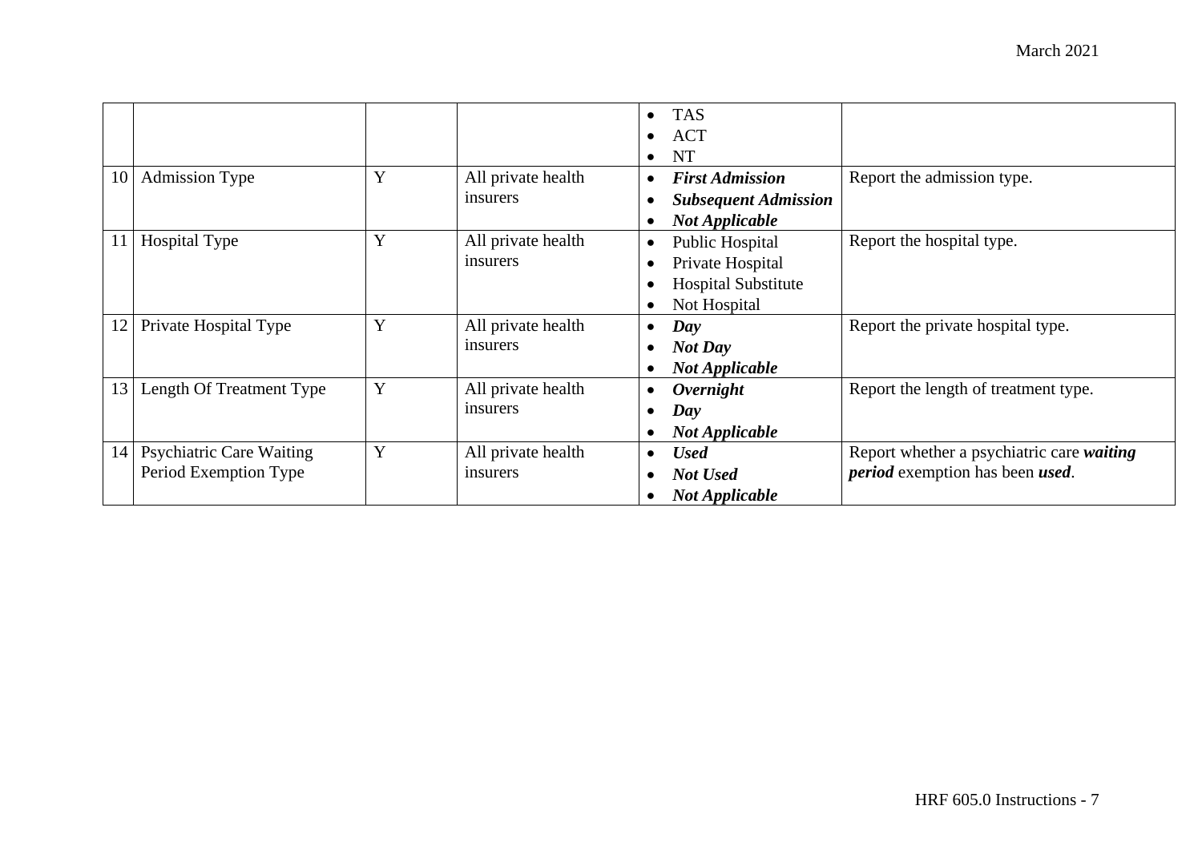| | | | | | |
|---|---|---|---|---|---|
| | | | | • TAS<br>• ACT<br>• NT | |
| 10 | Admission Type | Y | All private health insurers | • ***First Admission***<br>• ***Subsequent Admission***<br>• ***Not Applicable*** | Report the admission type. |
| 11 | Hospital Type | Y | All private health insurers | • Public Hospital<br>• Private Hospital<br>• Hospital Substitute<br>• Not Hospital | Report the hospital type. |
| 12 | Private Hospital Type | Y | All private health insurers | • ***Day***<br>• ***Not Day***<br>• ***Not Applicable*** | Report the private hospital type. |
| 13 | Length Of Treatment Type | Y | All private health insurers | • ***Overnight***<br>• ***Day***<br>• ***Not Applicable*** | Report the length of treatment type. |
| 14 | Psychiatric Care Waiting Period Exemption Type | Y | All private health insurers | • ***Used***<br>• ***Not Used***<br>• ***Not Applicable*** | Report whether a psychiatric care ***waiting period*** exemption has been ***used***. |